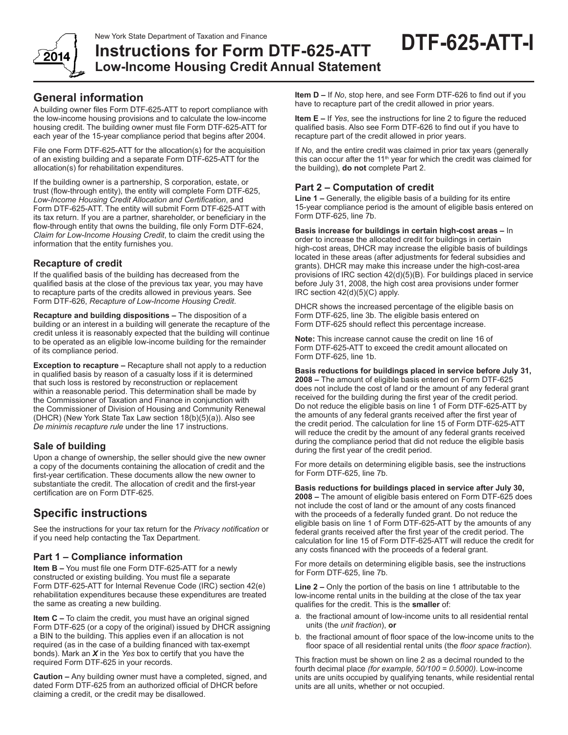New York State Department of Taxation and Finance

# Instructions for Form DTF-625-ATT Low-Income Housing Credit Annual Statement

**DTF-625-ATT-I**

2014

## General information

A building owner files Form DTF-625-ATT to report compliance with the low-income housing provisions and to calculate the low-income housing credit. The building owner must file Form DTF-625-ATT for each year of the 15-year compliance period that begins after 2004.

File one Form DTF-625-ATT for the allocation(s) for the acquisition of an existing building and a separate Form DTF-625-ATT for the allocation(s) for rehabilitation expenditures.

If the building owner is a partnership, S corporation, estate, or trust (flow-through entity), the entity will complete Form DTF-625, *Low-Income Housing Credit Allocation and Certification*, and Form DTF-625-ATT. The entity will submit Form DTF-625-ATT with its tax return. If you are a partner, shareholder, or beneficiary in the flow-through entity that owns the building, file only Form DTF-624, *Claim for Low-Income Housing Credit*, to claim the credit using the information that the entity furnishes you.

### Recapture of credit

If the qualified basis of the building has decreased from the qualified basis at the close of the previous tax year, you may have to recapture parts of the credits allowed in previous years. See Form DTF-626, *Recapture of Low-Income Housing Credit*.

**Recapture and building dispositions –** The disposition of a building or an interest in a building will generate the recapture of the credit unless it is reasonably expected that the building will continue to be operated as an eligible low-income building for the remainder of its compliance period.

**Exception to recapture –** Recapture shall not apply to a reduction in qualified basis by reason of a casualty loss if it is determined that such loss is restored by reconstruction or replacement within a reasonable period. This determination shall be made by the Commissioner of Taxation and Finance in conjunction with the Commissioner of Division of Housing and Community Renewal (DHCR) (New York State Tax Law section 18(b)(5)(a)). Also see *De minimis recapture rule* under the line 17 instructions.

### Sale of building

Upon a change of ownership, the seller should give the new owner a copy of the documents containing the allocation of credit and the first-year certification. These documents allow the new owner to substantiate the credit. The allocation of credit and the first-year certification are on Form DTF-625.

## Specific instructions

See the instructions for your tax return for the *Privacy notification* or if you need help contacting the Tax Department.

### Part 1 – Compliance information

**Item B –** You must file one Form DTF-625-ATT for a newly constructed or existing building. You must file a separate Form DTF-625-ATT for Internal Revenue Code (IRC) section 42(e) rehabilitation expenditures because these expenditures are treated the same as creating a new building.

**Item C –** To claim the credit, you must have an original signed Form DTF-625 (or a copy of the original) issued by DHCR assigning a BIN to the building. This applies even if an allocation is not required (as in the case of a building financed with tax-exempt bonds). Mark an ***X*** in the *Yes* box to certify that you have the required Form DTF-625 in your records.

**Caution –** Any building owner must have a completed, signed, and dated Form DTF-625 from an authorized official of DHCR before claiming a credit, or the credit may be disallowed.

**Item D –** If *No*, stop here, and see Form DTF-626 to find out if you have to recapture part of the credit allowed in prior years.

**Item E –** If *Yes*, see the instructions for line 2 to figure the reduced qualified basis. Also see Form DTF-626 to find out if you have to recapture part of the credit allowed in prior years.

If *No*, and the entire credit was claimed in prior tax years (generally this can occur after the 11th year for which the credit was claimed for the building), **do not** complete Part 2.

### Part 2 – Computation of credit

**Line 1 –** Generally, the eligible basis of a building for its entire 15-year compliance period is the amount of eligible basis entered on Form DTF-625, line 7b.

**Basis increase for buildings in certain high-cost areas –** In order to increase the allocated credit for buildings in certain high-cost areas, DHCR may increase the eligible basis of buildings located in these areas (after adjustments for federal subsidies and grants). DHCR may make this increase under the high-cost-area provisions of IRC section 42(d)(5)(B). For buildings placed in service before July 31, 2008, the high cost area provisions under former IRC section 42(d)(5)(C) apply.

DHCR shows the increased percentage of the eligible basis on Form DTF-625, line 3b. The eligible basis entered on Form DTF-625 should reflect this percentage increase.

**Note:** This increase cannot cause the credit on line 16 of Form DTF-625-ATT to exceed the credit amount allocated on Form DTF-625, line 1b.

**Basis reductions for buildings placed in service before July 31, 2008 –** The amount of eligible basis entered on Form DTF-625 does not include the cost of land or the amount of any federal grant received for the building during the first year of the credit period. Do not reduce the eligible basis on line 1 of Form DTF-625-ATT by the amounts of any federal grants received after the first year of the credit period. The calculation for line 15 of Form DTF-625-ATT will reduce the credit by the amount of any federal grants received during the compliance period that did not reduce the eligible basis during the first year of the credit period.

For more details on determining eligible basis, see the instructions for Form DTF-625, line 7b.

**Basis reductions for buildings placed in service after July 30, 2008 –** The amount of eligible basis entered on Form DTF-625 does not include the cost of land or the amount of any costs financed with the proceeds of a federally funded grant. Do not reduce the eligible basis on line 1 of Form DTF-625-ATT by the amounts of any federal grants received after the first year of the credit period. The calculation for line 15 of Form DTF-625-ATT will reduce the credit for any costs financed with the proceeds of a federal grant.

For more details on determining eligible basis, see the instructions for Form DTF-625, line 7b.

**Line 2 –** Only the portion of the basis on line 1 attributable to the low-income rental units in the building at the close of the tax year qualifies for the credit. This is the **smaller** of:

a. the fractional amount of low-income units to all residential rental units (the *unit fraction*), **or**

b. the fractional amount of floor space of the low-income units to the floor space of all residential rental units (the *floor space fraction*).

This fraction must be shown on line 2 as a decimal rounded to the fourth decimal place *(for example, 50/100 = 0.5000)*. Low-income units are units occupied by qualifying tenants, while residential rental units are all units, whether or not occupied.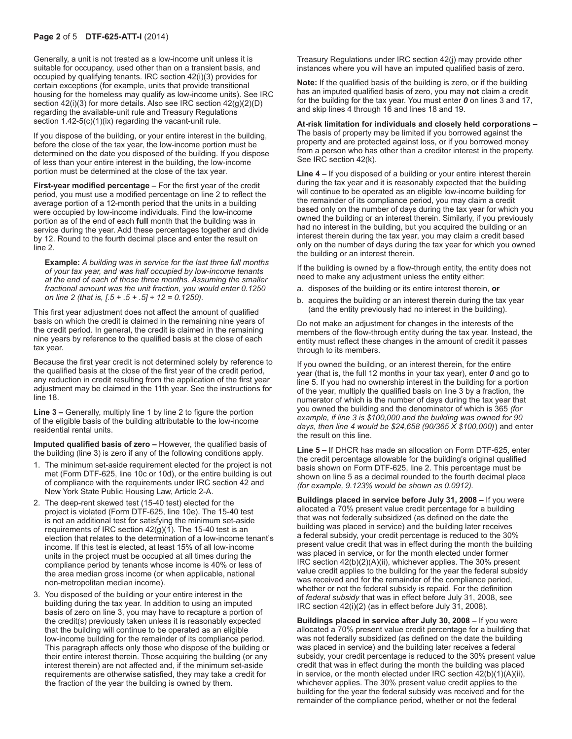Generally, a unit is not treated as a low-income unit unless it is suitable for occupancy, used other than on a transient basis, and occupied by qualifying tenants. IRC section 42(i)(3) provides for certain exceptions (for example, units that provide transitional housing for the homeless may qualify as low-income units). See IRC section 42(i)(3) for more details. Also see IRC section 42(g)(2)(D) regarding the available-unit rule and Treasury Regulations section 1.42-5(c)(1)(ix) regarding the vacant-unit rule.

If you dispose of the building, or your entire interest in the building, before the close of the tax year, the low-income portion must be determined on the date you disposed of the building. If you dispose of less than your entire interest in the building, the low-income portion must be determined at the close of the tax year.

**First-year modified percentage –** For the first year of the credit period, you must use a modified percentage on line 2 to reflect the average portion of a 12-month period that the units in a building were occupied by low-income individuals. Find the low-income portion as of the end of each **full** month that the building was in service during the year. Add these percentages together and divide by 12. Round to the fourth decimal place and enter the result on line 2.

> **Example:** *A building was in service for the last three full months of your tax year, and was half occupied by low-income tenants at the end of each of those three months. Assuming the smaller fractional amount was the unit fraction, you would enter 0.1250 on line 2 (that is, [.5 + .5 + .5] ÷ 12 = 0.1250).*

This first year adjustment does not affect the amount of qualified basis on which the credit is claimed in the remaining nine years of the credit period. In general, the credit is claimed in the remaining nine years by reference to the qualified basis at the close of each tax year.

Because the first year credit is not determined solely by reference to the qualified basis at the close of the first year of the credit period, any reduction in credit resulting from the application of the first year adjustment may be claimed in the 11th year. See the instructions for line 18.

**Line 3 –** Generally, multiply line 1 by line 2 to figure the portion of the eligible basis of the building attributable to the low-income residential rental units.

**Imputed qualified basis of zero –** However, the qualified basis of the building (line 3) is zero if any of the following conditions apply.

1. The minimum set-aside requirement elected for the project is not met (Form DTF-625, line 10c or 10d), or the entire building is out of compliance with the requirements under IRC section 42 and New York State Public Housing Law, Article 2-A.
2. The deep-rent skewed test (15-40 test) elected for the project is violated (Form DTF-625, line 10e). The 15-40 test is not an additional test for satisfying the minimum set-aside requirements of IRC section 42(g)(1). The 15-40 test is an election that relates to the determination of a low-income tenant's income. If this test is elected, at least 15% of all low-income units in the project must be occupied at all times during the compliance period by tenants whose income is 40% or less of the area median gross income (or when applicable, national non-metropolitan median income).
3. You disposed of the building or your entire interest in the building during the tax year. In addition to using an imputed basis of zero on line 3, you may have to recapture a portion of the credit(s) previously taken unless it is reasonably expected that the building will continue to be operated as an eligible low-income building for the remainder of its compliance period. This paragraph affects only those who dispose of the building or their entire interest therein. Those acquiring the building (or any interest therein) are not affected and, if the minimum set-aside requirements are otherwise satisfied, they may take a credit for the fraction of the year the building is owned by them.

Treasury Regulations under IRC section 42(j) may provide other instances where you will have an imputed qualified basis of zero.

**Note:** If the qualified basis of the building is zero, or if the building has an imputed qualified basis of zero, you may **not** claim a credit for the building for the tax year. You must enter ***0*** on lines 3 and 17, and skip lines 4 through 16 and lines 18 and 19.

**At-risk limitation for individuals and closely held corporations –** The basis of property may be limited if you borrowed against the property and are protected against loss, or if you borrowed money from a person who has other than a creditor interest in the property. See IRC section 42(k).

**Line 4 –** If you disposed of a building or your entire interest therein during the tax year and it is reasonably expected that the building will continue to be operated as an eligible low-income building for the remainder of its compliance period, you may claim a credit based only on the number of days during the tax year for which you owned the building or an interest therein. Similarly, if you previously had no interest in the building, but you acquired the building or an interest therein during the tax year, you may claim a credit based only on the number of days during the tax year for which you owned the building or an interest therein.

If the building is owned by a flow-through entity, the entity does not need to make any adjustment unless the entity either:

a. disposes of the building or its entire interest therein, **or**
b. acquires the building or an interest therein during the tax year (and the entity previously had no interest in the building).

Do not make an adjustment for changes in the interests of the members of the flow-through entity during the tax year. Instead, the entity must reflect these changes in the amount of credit it passes through to its members.

If you owned the building, or an interest therein, for the entire year (that is, the full 12 months in your tax year), enter ***0*** and go to line 5. If you had no ownership interest in the building for a portion of the year, multiply the qualified basis on line 3 by a fraction, the numerator of which is the number of days during the tax year that you owned the building and the denominator of which is 365 *(for example, if line 3 is $100,000 and the building was owned for 90 days, then line 4 would be $24,658 (90/365 X $100,000))* and enter the result on this line.

**Line 5 –** If DHCR has made an allocation on Form DTF-625, enter the credit percentage allowable for the building's original qualified basis shown on Form DTF-625, line 2. This percentage must be shown on line 5 as a decimal rounded to the fourth decimal place *(for example, 9.123% would be shown as 0.0912).*

**Buildings placed in service before July 31, 2008 –** If you were allocated a 70% present value credit percentage for a building that was not federally subsidized (as defined on the date the building was placed in service) and the building later receives a federal subsidy, your credit percentage is reduced to the 30% present value credit that was in effect during the month the building was placed in service, or for the month elected under former IRC section 42(b)(2)(A)(ii), whichever applies. The 30% present value credit applies to the building for the year the federal subsidy was received and for the remainder of the compliance period, whether or not the federal subsidy is repaid. For the definition of *federal subsidy* that was in effect before July 31, 2008, see IRC section 42(i)(2) (as in effect before July 31, 2008).

**Buildings placed in service after July 30, 2008 –** If you were allocated a 70% present value credit percentage for a building that was not federally subsidized (as defined on the date the building was placed in service) and the building later receives a federal subsidy, your credit percentage is reduced to the 30% present value credit that was in effect during the month the building was placed in service, or the month elected under IRC section 42(b)(1)(A)(ii), whichever applies. The 30% present value credit applies to the building for the year the federal subsidy was received and for the remainder of the compliance period, whether or not the federal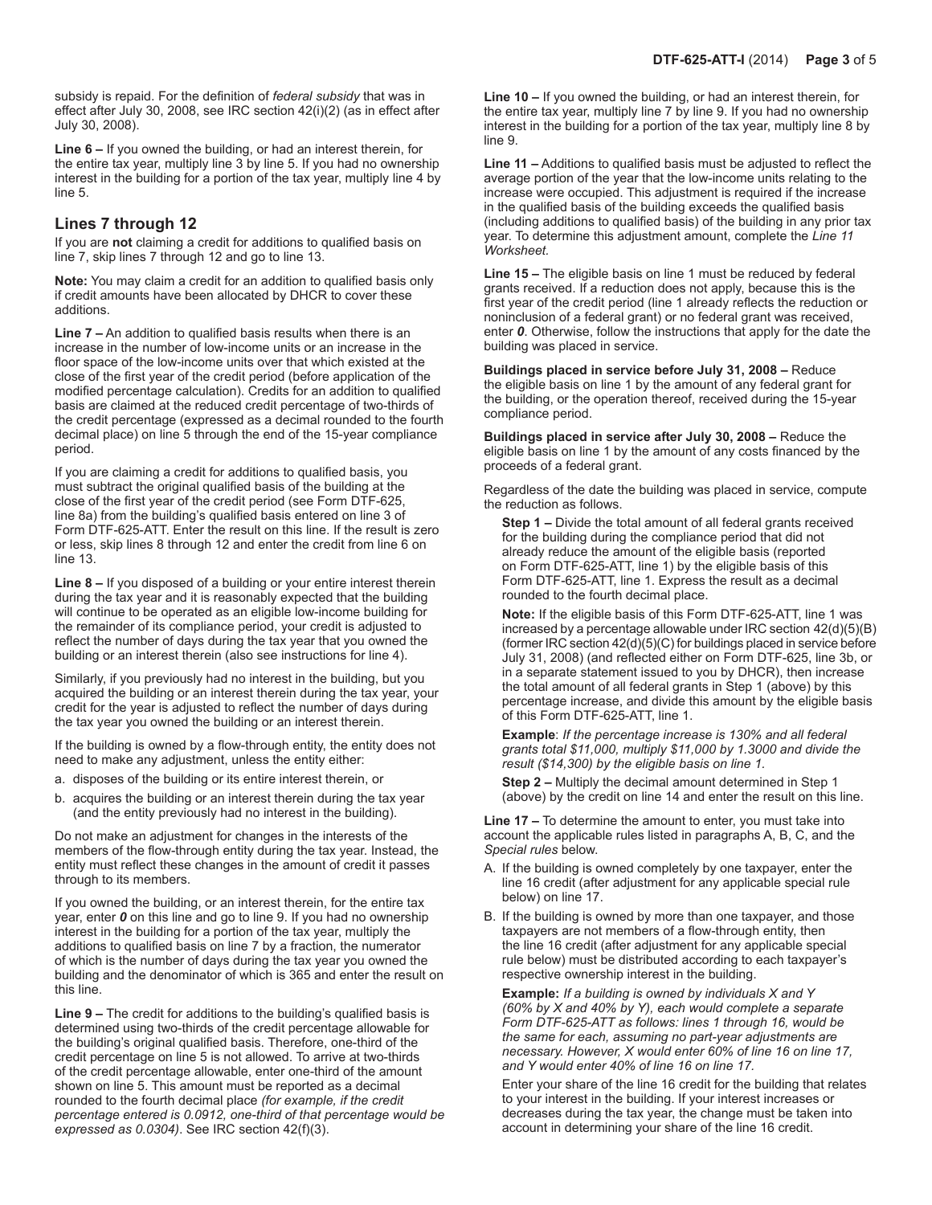subsidy is repaid. For the definition of *federal subsidy* that was in effect after July 30, 2008, see IRC section 42(i)(2) (as in effect after July 30, 2008).

**Line 6 –** If you owned the building, or had an interest therein, for the entire tax year, multiply line 3 by line 5. If you had no ownership interest in the building for a portion of the tax year, multiply line 4 by line 5.

## Lines 7 through 12

If you are **not** claiming a credit for additions to qualified basis on line 7, skip lines 7 through 12 and go to line 13.

**Note:** You may claim a credit for an addition to qualified basis only if credit amounts have been allocated by DHCR to cover these additions.

**Line 7 –** An addition to qualified basis results when there is an increase in the number of low-income units or an increase in the floor space of the low-income units over that which existed at the close of the first year of the credit period (before application of the modified percentage calculation). Credits for an addition to qualified basis are claimed at the reduced credit percentage of two-thirds of the credit percentage (expressed as a decimal rounded to the fourth decimal place) on line 5 through the end of the 15-year compliance period.

If you are claiming a credit for additions to qualified basis, you must subtract the original qualified basis of the building at the close of the first year of the credit period (see Form DTF-625, line 8a) from the building's qualified basis entered on line 3 of Form DTF-625-ATT. Enter the result on this line. If the result is zero or less, skip lines 8 through 12 and enter the credit from line 6 on line 13.

**Line 8 –** If you disposed of a building or your entire interest therein during the tax year and it is reasonably expected that the building will continue to be operated as an eligible low-income building for the remainder of its compliance period, your credit is adjusted to reflect the number of days during the tax year that you owned the building or an interest therein (also see instructions for line 4).

Similarly, if you previously had no interest in the building, but you acquired the building or an interest therein during the tax year, your credit for the year is adjusted to reflect the number of days during the tax year you owned the building or an interest therein.

If the building is owned by a flow-through entity, the entity does not need to make any adjustment, unless the entity either:

a. disposes of the building or its entire interest therein, or
b. acquires the building or an interest therein during the tax year (and the entity previously had no interest in the building).

Do not make an adjustment for changes in the interests of the members of the flow-through entity during the tax year. Instead, the entity must reflect these changes in the amount of credit it passes through to its members.

If you owned the building, or an interest therein, for the entire tax year, enter ***0*** on this line and go to line 9. If you had no ownership interest in the building for a portion of the tax year, multiply the additions to qualified basis on line 7 by a fraction, the numerator of which is the number of days during the tax year you owned the building and the denominator of which is 365 and enter the result on this line.

**Line 9 –** The credit for additions to the building's qualified basis is determined using two-thirds of the credit percentage allowable for the building's original qualified basis. Therefore, one-third of the credit percentage on line 5 is not allowed. To arrive at two-thirds of the credit percentage allowable, enter one-third of the amount shown on line 5. This amount must be reported as a decimal rounded to the fourth decimal place *(for example, if the credit percentage entered is 0.0912, one-third of that percentage would be expressed as 0.0304)*. See IRC section 42(f)(3).

**Line 10 –** If you owned the building, or had an interest therein, for the entire tax year, multiply line 7 by line 9. If you had no ownership interest in the building for a portion of the tax year, multiply line 8 by line 9.

**Line 11 –** Additions to qualified basis must be adjusted to reflect the average portion of the year that the low-income units relating to the increase were occupied. This adjustment is required if the increase in the qualified basis of the building exceeds the qualified basis (including additions to qualified basis) of the building in any prior tax year. To determine this adjustment amount, complete the *Line 11 Worksheet*.

**Line 15 –** The eligible basis on line 1 must be reduced by federal grants received. If a reduction does not apply, because this is the first year of the credit period (line 1 already reflects the reduction or noninclusion of a federal grant) or no federal grant was received, enter ***0***. Otherwise, follow the instructions that apply for the date the building was placed in service.

**Buildings placed in service before July 31, 2008 –** Reduce the eligible basis on line 1 by the amount of any federal grant for the building, or the operation thereof, received during the 15-year compliance period.

**Buildings placed in service after July 30, 2008 –** Reduce the eligible basis on line 1 by the amount of any costs financed by the proceeds of a federal grant.

Regardless of the date the building was placed in service, compute the reduction as follows.

**Step 1 –** Divide the total amount of all federal grants received for the building during the compliance period that did not already reduce the amount of the eligible basis (reported on Form DTF-625-ATT, line 1) by the eligible basis of this Form DTF-625-ATT, line 1. Express the result as a decimal rounded to the fourth decimal place.

**Note:** If the eligible basis of this Form DTF-625-ATT, line 1 was increased by a percentage allowable under IRC section 42(d)(5)(B) (former IRC section 42(d)(5)(C) for buildings placed in service before July 31, 2008) (and reflected either on Form DTF-625, line 3b, or in a separate statement issued to you by DHCR), then increase the total amount of all federal grants in Step 1 (above) by this percentage increase, and divide this amount by the eligible basis of this Form DTF-625-ATT, line 1.

**Example**: *If the percentage increase is 130% and all federal grants total $11,000, multiply $11,000 by 1.3000 and divide the result ($14,300) by the eligible basis on line 1.*

**Step 2 –** Multiply the decimal amount determined in Step 1 (above) by the credit on line 14 and enter the result on this line.

**Line 17 –** To determine the amount to enter, you must take into account the applicable rules listed in paragraphs A, B, C, and the *Special rules* below.

A. If the building is owned completely by one taxpayer, enter the line 16 credit (after adjustment for any applicable special rule below) on line 17.

B. If the building is owned by more than one taxpayer, and those taxpayers are not members of a flow-through entity, then the line 16 credit (after adjustment for any applicable special rule below) must be distributed according to each taxpayer's respective ownership interest in the building.

**Example:** *If a building is owned by individuals X and Y (60% by X and 40% by Y), each would complete a separate Form DTF-625-ATT as follows: lines 1 through 16, would be the same for each, assuming no part-year adjustments are necessary. However, X would enter 60% of line 16 on line 17, and Y would enter 40% of line 16 on line 17.*

Enter your share of the line 16 credit for the building that relates to your interest in the building. If your interest increases or decreases during the tax year, the change must be taken into account in determining your share of the line 16 credit.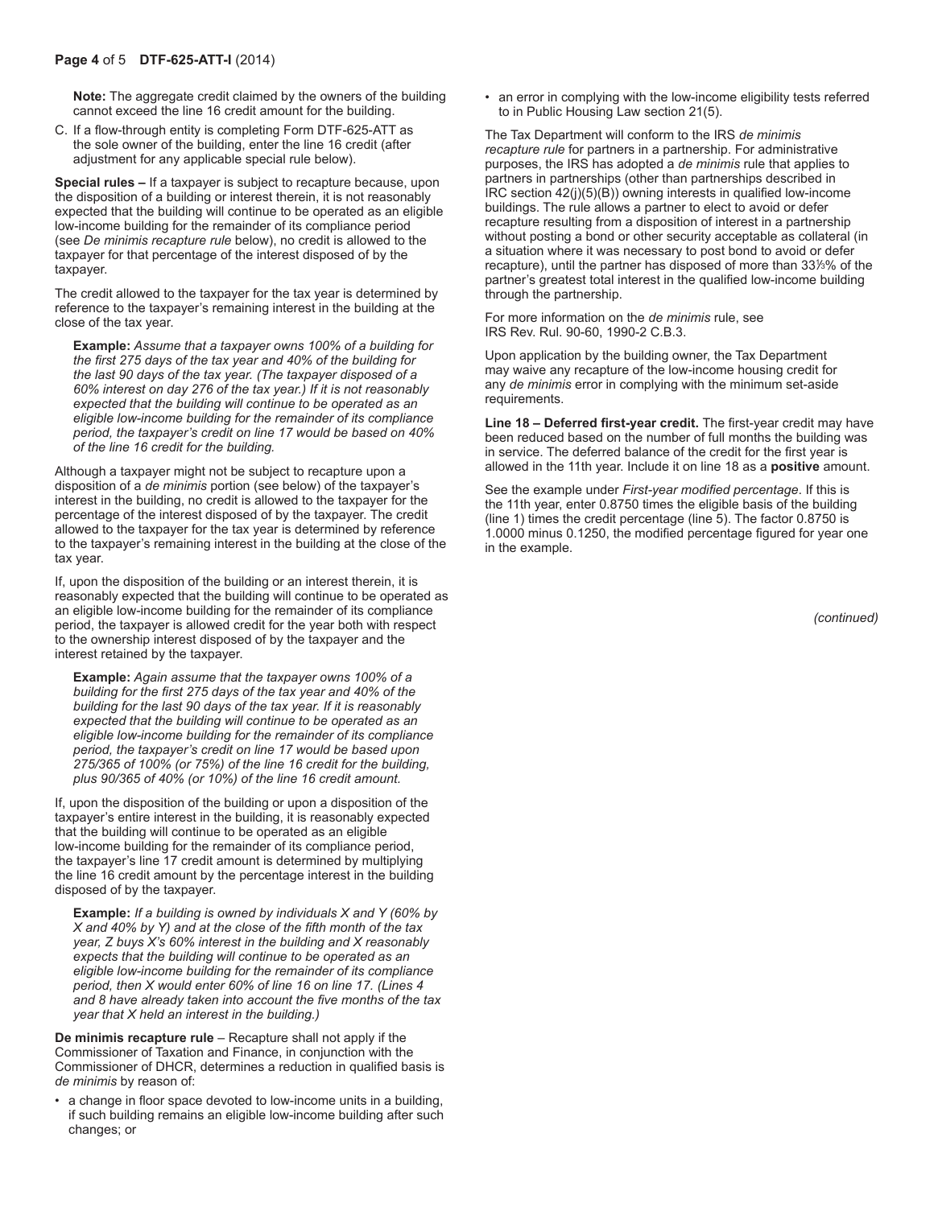**Note:** The aggregate credit claimed by the owners of the building cannot exceed the line 16 credit amount for the building.

C. If a flow-through entity is completing Form DTF-625-ATT as the sole owner of the building, enter the line 16 credit (after adjustment for any applicable special rule below).

**Special rules –** If a taxpayer is subject to recapture because, upon the disposition of a building or interest therein, it is not reasonably expected that the building will continue to be operated as an eligible low-income building for the remainder of its compliance period (see *De minimis recapture rule* below), no credit is allowed to the taxpayer for that percentage of the interest disposed of by the taxpayer.

The credit allowed to the taxpayer for the tax year is determined by reference to the taxpayer's remaining interest in the building at the close of the tax year.

> **Example:** *Assume that a taxpayer owns 100% of a building for the first 275 days of the tax year and 40% of the building for the last 90 days of the tax year. (The taxpayer disposed of a 60% interest on day 276 of the tax year.) If it is not reasonably expected that the building will continue to be operated as an eligible low-income building for the remainder of its compliance period, the taxpayer's credit on line 17 would be based on 40% of the line 16 credit for the building.*

Although a taxpayer might not be subject to recapture upon a disposition of a *de minimis* portion (see below) of the taxpayer's interest in the building, no credit is allowed to the taxpayer for the percentage of the interest disposed of by the taxpayer. The credit allowed to the taxpayer for the tax year is determined by reference to the taxpayer's remaining interest in the building at the close of the tax year.

If, upon the disposition of the building or an interest therein, it is reasonably expected that the building will continue to be operated as an eligible low-income building for the remainder of its compliance period, the taxpayer is allowed credit for the year both with respect to the ownership interest disposed of by the taxpayer and the interest retained by the taxpayer.

> **Example:** *Again assume that the taxpayer owns 100% of a building for the first 275 days of the tax year and 40% of the building for the last 90 days of the tax year. If it is reasonably expected that the building will continue to be operated as an eligible low-income building for the remainder of its compliance period, the taxpayer's credit on line 17 would be based upon 275/365 of 100% (or 75%) of the line 16 credit for the building, plus 90/365 of 40% (or 10%) of the line 16 credit amount.*

If, upon the disposition of the building or upon a disposition of the taxpayer's entire interest in the building, it is reasonably expected that the building will continue to be operated as an eligible low-income building for the remainder of its compliance period, the taxpayer's line 17 credit amount is determined by multiplying the line 16 credit amount by the percentage interest in the building disposed of by the taxpayer.

> **Example:** *If a building is owned by individuals X and Y (60% by X and 40% by Y) and at the close of the fifth month of the tax year, Z buys X's 60% interest in the building and X reasonably expects that the building will continue to be operated as an eligible low-income building for the remainder of its compliance period, then X would enter 60% of line 16 on line 17. (Lines 4 and 8 have already taken into account the five months of the tax year that X held an interest in the building.)*

**De minimis recapture rule** – Recapture shall not apply if the Commissioner of Taxation and Finance, in conjunction with the Commissioner of DHCR, determines a reduction in qualified basis is *de minimis* by reason of:

- a change in floor space devoted to low-income units in a building, if such building remains an eligible low-income building after such changes; or
- an error in complying with the low-income eligibility tests referred to in Public Housing Law section 21(5).

The Tax Department will conform to the IRS *de minimis recapture rule* for partners in a partnership. For administrative purposes, the IRS has adopted a *de minimis* rule that applies to partners in partnerships (other than partnerships described in IRC section 42(j)(5)(B)) owning interests in qualified low-income buildings. The rule allows a partner to elect to avoid or defer recapture resulting from a disposition of interest in a partnership without posting a bond or other security acceptable as collateral (in a situation where it was necessary to post bond to avoid or defer recapture), until the partner has disposed of more than 33⅓% of the partner's greatest total interest in the qualified low-income building through the partnership.

For more information on the *de minimis* rule, see IRS Rev. Rul. 90-60, 1990-2 C.B.3.

Upon application by the building owner, the Tax Department may waive any recapture of the low-income housing credit for any *de minimis* error in complying with the minimum set-aside requirements.

**Line 18 – Deferred first-year credit.** The first-year credit may have been reduced based on the number of full months the building was in service. The deferred balance of the credit for the first year is allowed in the 11th year. Include it on line 18 as a **positive** amount.

See the example under *First-year modified percentage*. If this is the 11th year, enter 0.8750 times the eligible basis of the building (line 1) times the credit percentage (line 5). The factor 0.8750 is 1.0000 minus 0.1250, the modified percentage figured for year one in the example.

*(continued)*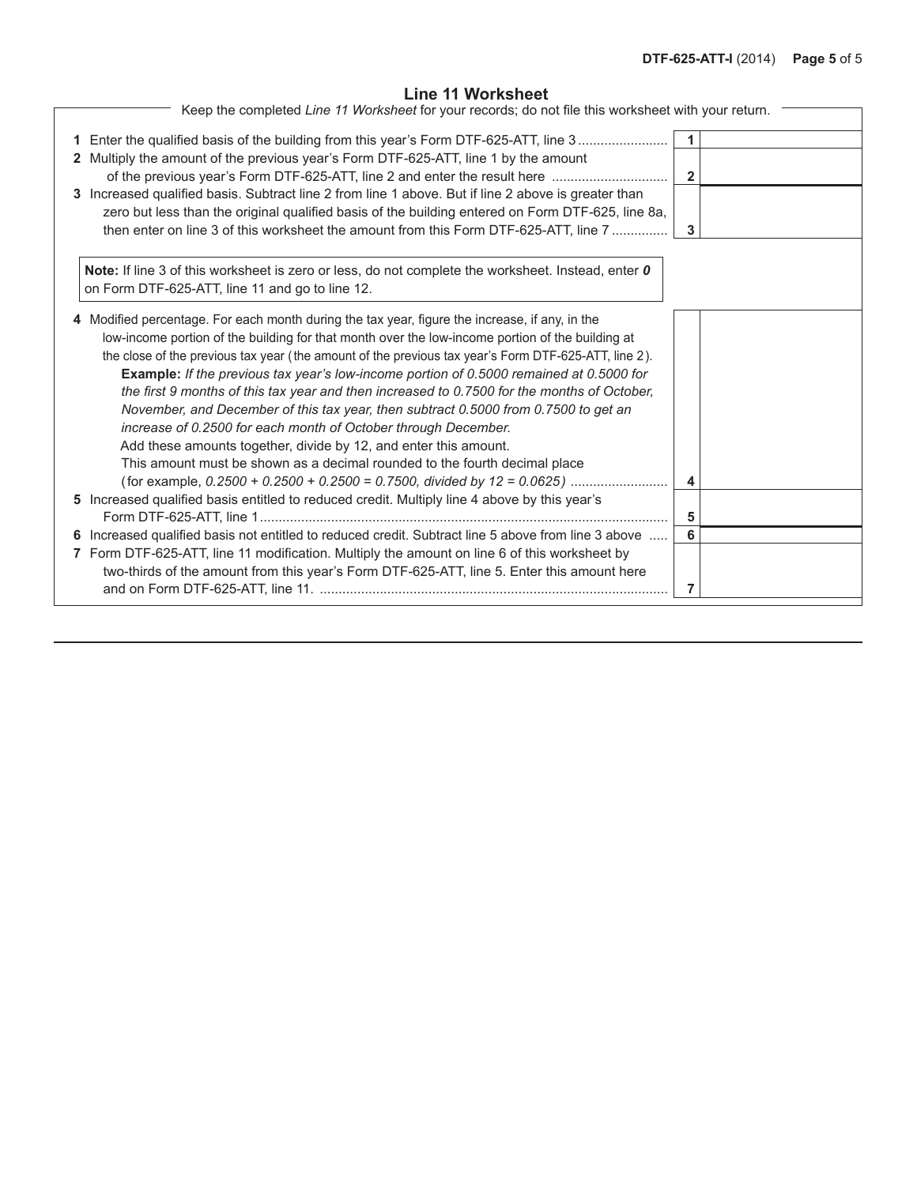## Line 11 Worksheet

Keep the completed *Line 11 Worksheet* for your records; do not file this worksheet with your return.

| | | |
|---|---|---|
| **1** Enter the qualified basis of the building from this year's Form DTF-625-ATT, line 3 | 1 | |
| **2** Multiply the amount of the previous year's Form DTF-625-ATT, line 1 by the amount of the previous year's Form DTF-625-ATT, line 2 and enter the result here | 2 | |
| **3** Increased qualified basis. Subtract line 2 from line 1 above. But if line 2 above is greater than zero but less than the original qualified basis of the building entered on Form DTF-625, line 8a, then enter on line 3 of this worksheet the amount from this Form DTF-625-ATT, line 7 | 3 | |

**Note:** If line 3 of this worksheet is zero or less, do not complete the worksheet. Instead, enter ***0*** on Form DTF-625-ATT, line 11 and go to line 12.

| | | |
|---|---|---|
| **4** Modified percentage. For each month during the tax year, figure the increase, if any, in the low-income portion of the building for that month over the low-income portion of the building at the close of the previous tax year (the amount of the previous tax year's Form DTF-625-ATT, line 2).<br>**Example:** *If the previous tax year's low-income portion of 0.5000 remained at 0.5000 for the first 9 months of this tax year and then increased to 0.7500 for the months of October, November, and December of this tax year, then subtract 0.5000 from 0.7500 to get an increase of 0.2500 for each month of October through December.*<br>Add these amounts together, divide by 12, and enter this amount.<br>This amount must be shown as a decimal rounded to the fourth decimal place (for example, *0.2500 + 0.2500 + 0.2500 = 0.7500, divided by 12 = 0.0625*) | 4 | |
| **5** Increased qualified basis entitled to reduced credit. Multiply line 4 above by this year's Form DTF-625-ATT, line 1 | 5 | |
| **6** Increased qualified basis not entitled to reduced credit. Subtract line 5 above from line 3 above | 6 | |
| **7** Form DTF-625-ATT, line 11 modification. Multiply the amount on line 6 of this worksheet by two-thirds of the amount from this year's Form DTF-625-ATT, line 5. Enter this amount here and on Form DTF-625-ATT, line 11. | 7 | |